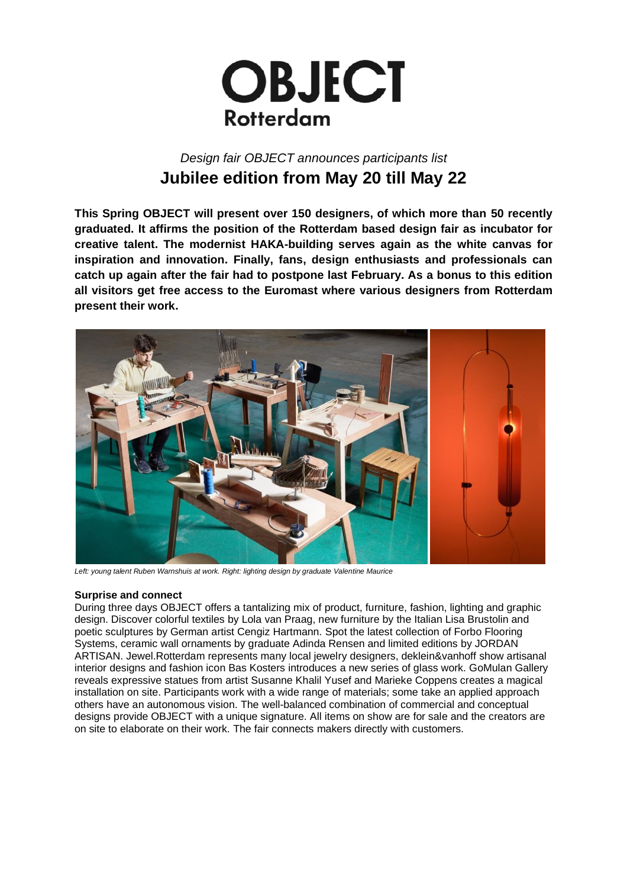# OBJECT Rotterdam

*Design fair OBJECT announces participants list*

## Jubilee edition from May 20 till May 22

**This Spring OBJECT will present over 150 designers, of which more than 50 recently graduated. It affirms the position of the Rotterdam based design fair as incubator for creative talent. The modernist HAKA-building serves again as the white canvas for inspiration and innovation. Finally, fans, design enthusiasts and professionals can catch up again after the fair had to postpone last February. As a bonus to this edition all visitors get free access to the Euromast where various designers from Rotterdam present their work.**

*Left: young talent Ruben Warnshuis at work. Right: lighting design by graduate Valentine Maurice*

**Surprise and connect**

During three days OBJECT offers a tantalizing mix of product, furniture, fashion, lighting and graphic design. Discover colorful textiles by Lola van Praag, new furniture by the Italian Lisa Brustolin and poetic sculptures by German artist Cengiz Hartmann. Spot the latest collection of Forbo Flooring Systems, ceramic wall ornaments by graduate Adinda Rensen and limited editions by JORDAN ARTISAN. Jewel.Rotterdam represents many local jewelry designers, deklein&vanhoff show artisanal interior designs and fashion icon Bas Kosters introduces a new series of glass work. GoMulan Gallery reveals expressive statues from artist Susanne Khalil Yusef and Marieke Coppens creates a magical installation on site. Participants work with a wide range of materials; some take an applied approach others have an autonomous vision. The well-balanced combination of commercial and conceptual designs provide OBJECT with a unique signature. All items on show are for sale and the creators are on site to elaborate on their work. The fair connects makers directly with customers.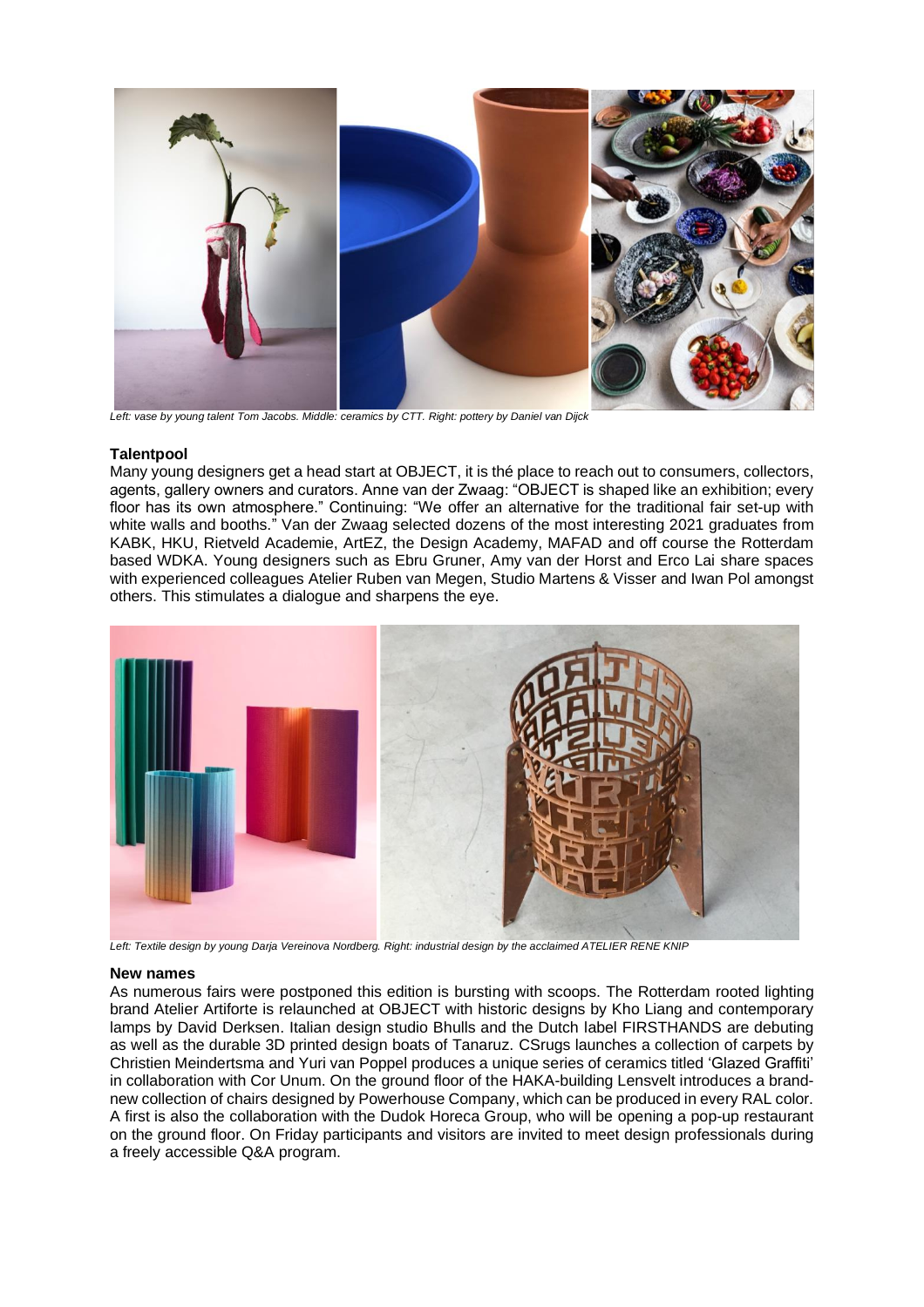*Left: vase by young talent Tom Jacobs. Middle: ceramics by CTT. Right: pottery by Daniel van Dijck*

**Talentpool**

Many young designers get a head start at OBJECT, it is thé place to reach out to consumers, collectors, agents, gallery owners and curators. Anne van der Zwaag: "OBJECT is shaped like an exhibition; every floor has its own atmosphere." Continuing: "We offer an alternative for the traditional fair set-up with white walls and booths." Van der Zwaag selected dozens of the most interesting 2021 graduates from KABK, HKU, Rietveld Academie, ArtEZ, the Design Academy, MAFAD and off course the Rotterdam based WDKA. Young designers such as Ebru Gruner, Amy van der Horst and Erco Lai share spaces with experienced colleagues Atelier Ruben van Megen, Studio Martens & Visser and Iwan Pol amongst others. This stimulates a dialogue and sharpens the eye.

*Left: Textile design by young Darja Vereinova Nordberg. Right: industrial design by the acclaimed ATELIER RENE KNIP*

**New names**

As numerous fairs were postponed this edition is bursting with scoops. The Rotterdam rooted lighting brand Atelier Artiforte is relaunched at OBJECT with historic designs by Kho Liang and contemporary lamps by David Derksen. Italian design studio Bhulls and the Dutch label FIRSTHANDS are debuting as well as the durable 3D printed design boats of Tanaruz. CSrugs launches a collection of carpets by Christien Meindertsma and Yuri van Poppel produces a unique series of ceramics titled 'Glazed Graffiti' in collaboration with Cor Unum. On the ground floor of the HAKA-building Lensvelt introduces a brand-new collection of chairs designed by Powerhouse Company, which can be produced in every RAL color. A first is also the collaboration with the Dudok Horeca Group, who will be opening a pop-up restaurant on the ground floor. On Friday participants and visitors are invited to meet design professionals during a freely accessible Q&A program.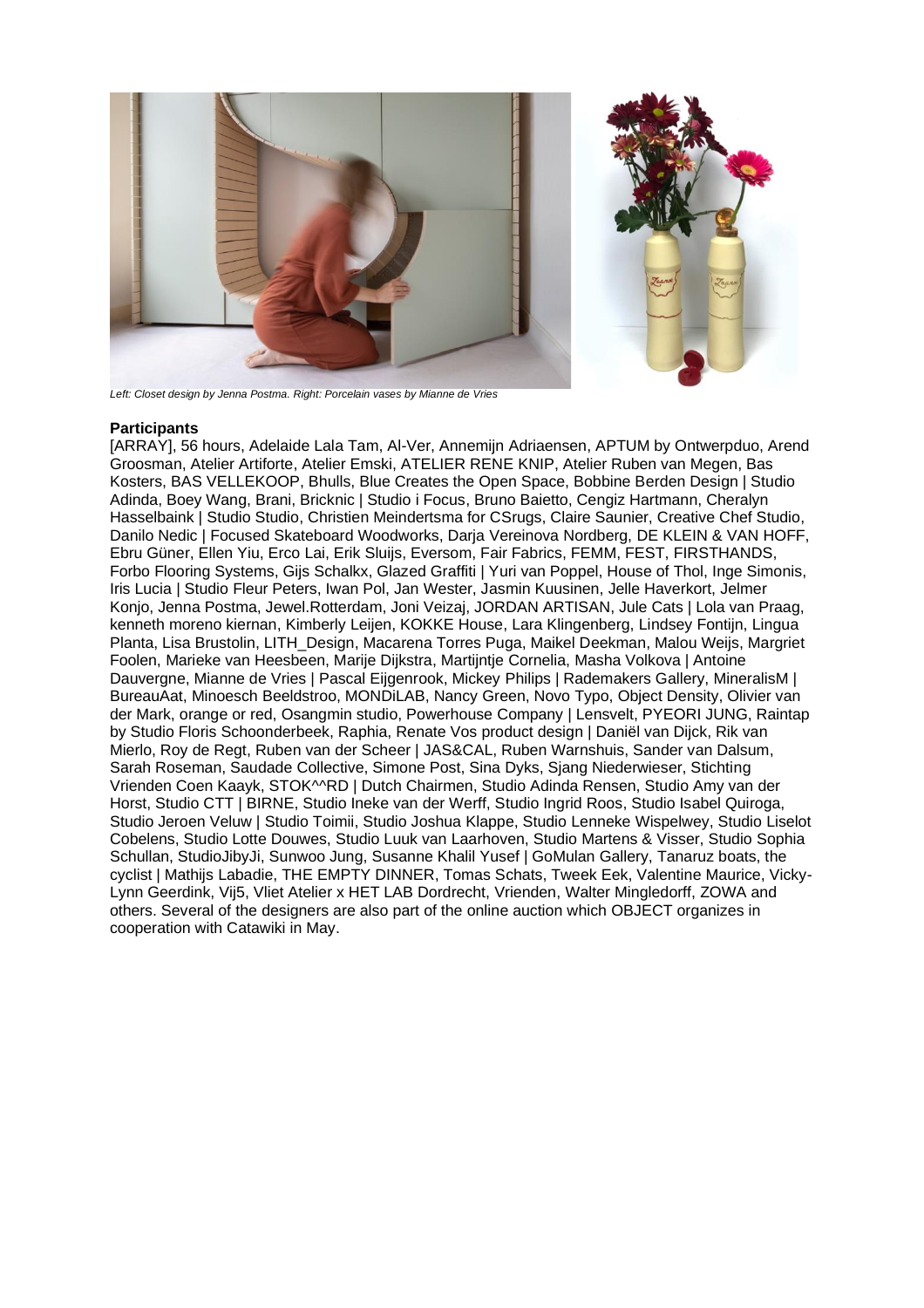*Left: Closet design by Jenna Postma. Right: Porcelain vases by Mianne de Vries*

**Participants**

[ARRAY], 56 hours, Adelaide Lala Tam, Al-Ver, Annemijn Adriaensen, APTUM by Ontwerpduo, Arend Groosman, Atelier Artiforte, Atelier Emski, ATELIER RENE KNIP, Atelier Ruben van Megen, Bas Kosters, BAS VELLEKOOP, Bhulls, Blue Creates the Open Space, Bobbine Berden Design | Studio Adinda, Boey Wang, Brani, Bricknic | Studio i Focus, Bruno Baietto, Cengiz Hartmann, Cheralyn Hasselbaink | Studio Studio, Christien Meindertsma for CSrugs, Claire Saunier, Creative Chef Studio, Danilo Nedic | Focused Skateboard Woodworks, Darja Vereinova Nordberg, DE KLEIN & VAN HOFF, Ebru Güner, Ellen Yiu, Erco Lai, Erik Sluijs, Eversom, Fair Fabrics, FEMM, FEST, FIRSTHANDS, Forbo Flooring Systems, Gijs Schalkx, Glazed Graffiti | Yuri van Poppel, House of Thol, Inge Simonis, Iris Lucia | Studio Fleur Peters, Iwan Pol, Jan Wester, Jasmin Kuusinen, Jelle Haverkort, Jelmer Konjo, Jenna Postma, Jewel.Rotterdam, Joni Veizaj, JORDAN ARTISAN, Jule Cats | Lola van Praag, kenneth moreno kiernan, Kimberly Leijen, KOKKE House, Lara Klingenberg, Lindsey Fontijn, Lingua Planta, Lisa Brustolin, LITH_Design, Macarena Torres Puga, Maikel Deekman, Malou Weijs, Margriet Foolen, Marieke van Heesbeen, Marije Dijkstra, Martijntje Cornelia, Masha Volkova | Antoine Dauvergne, Mianne de Vries | Pascal Eijgenrook, Mickey Philips | Rademakers Gallery, MineralisM | BureauAat, Minoesch Beeldstroo, MONDiLAB, Nancy Green, Novo Typo, Object Density, Olivier van der Mark, orange or red, Osangmin studio, Powerhouse Company | Lensvelt, PYEORI JUNG, Raintap by Studio Floris Schoonderbeek, Raphia, Renate Vos product design | Daniël van Dijck, Rik van Mierlo, Roy de Regt, Ruben van der Scheer | JAS&CAL, Ruben Warnshuis, Sander van Dalsum, Sarah Roseman, Saudade Collective, Simone Post, Sina Dyks, Sjang Niederwieser, Stichting Vrienden Coen Kaayk, STOK^^RD | Dutch Chairmen, Studio Adinda Rensen, Studio Amy van der Horst, Studio CTT | BIRNE, Studio Ineke van der Werff, Studio Ingrid Roos, Studio Isabel Quiroga, Studio Jeroen Veluw | Studio Toimii, Studio Joshua Klappe, Studio Lenneke Wispelwey, Studio Liselot Cobelens, Studio Lotte Douwes, Studio Luuk van Laarhoven, Studio Martens & Visser, Studio Sophia Schullan, StudioJibyJi, Sunwoo Jung, Susanne Khalil Yusef | GoMulan Gallery, Tanaruz boats, the cyclist | Mathijs Labadie, THE EMPTY DINNER, Tomas Schats, Tweek Eek, Valentine Maurice, Vicky-Lynn Geerdink, Vij5, Vliet Atelier x HET LAB Dordrecht, Vrienden, Walter Mingledorff, ZOWA and others. Several of the designers are also part of the online auction which OBJECT organizes in cooperation with Catawiki in May.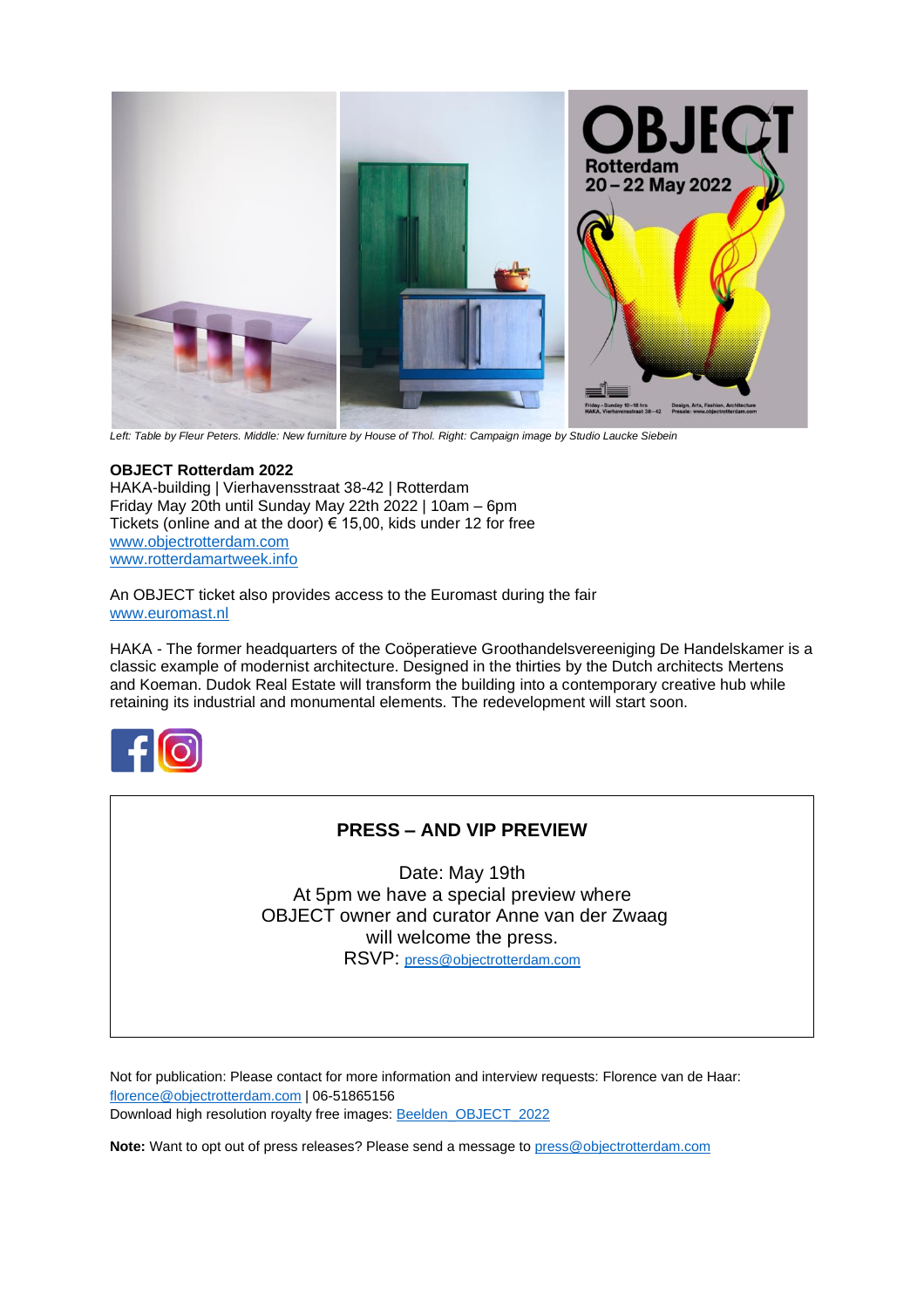*Left: Table by Fleur Peters. Middle: New furniture by House of Thol. Right: Campaign image by Studio Laucke Siebein*

**OBJECT Rotterdam 2022**
HAKA-building | Vierhavensstraat 38-42 | Rotterdam
Friday May 20th until Sunday May 22th 2022 | 10am – 6pm
Tickets (online and at the door) € 15,00, kids under 12 for free
www.objectrotterdam.com
www.rotterdamartweek.info

An OBJECT ticket also provides access to the Euromast during the fair
www.euromast.nl

HAKA - The former headquarters of the Coöperatieve Groothandelsvereeniging De Handelskamer is a classic example of modernist architecture. Designed in the thirties by the Dutch architects Mertens and Koeman. Dudok Real Estate will transform the building into a contemporary creative hub while retaining its industrial and monumental elements. The redevelopment will start soon.

**PRESS – AND VIP PREVIEW**

Date: May 19th
At 5pm we have a special preview where OBJECT owner and curator Anne van der Zwaag will welcome the press.
RSVP: press@objectrotterdam.com

Not for publication: Please contact for more information and interview requests: Florence van de Haar: florence@objectrotterdam.com | 06-51865156
Download high resolution royalty free images: Beelden_OBJECT_2022

**Note:** Want to opt out of press releases? Please send a message to press@objectrotterdam.com